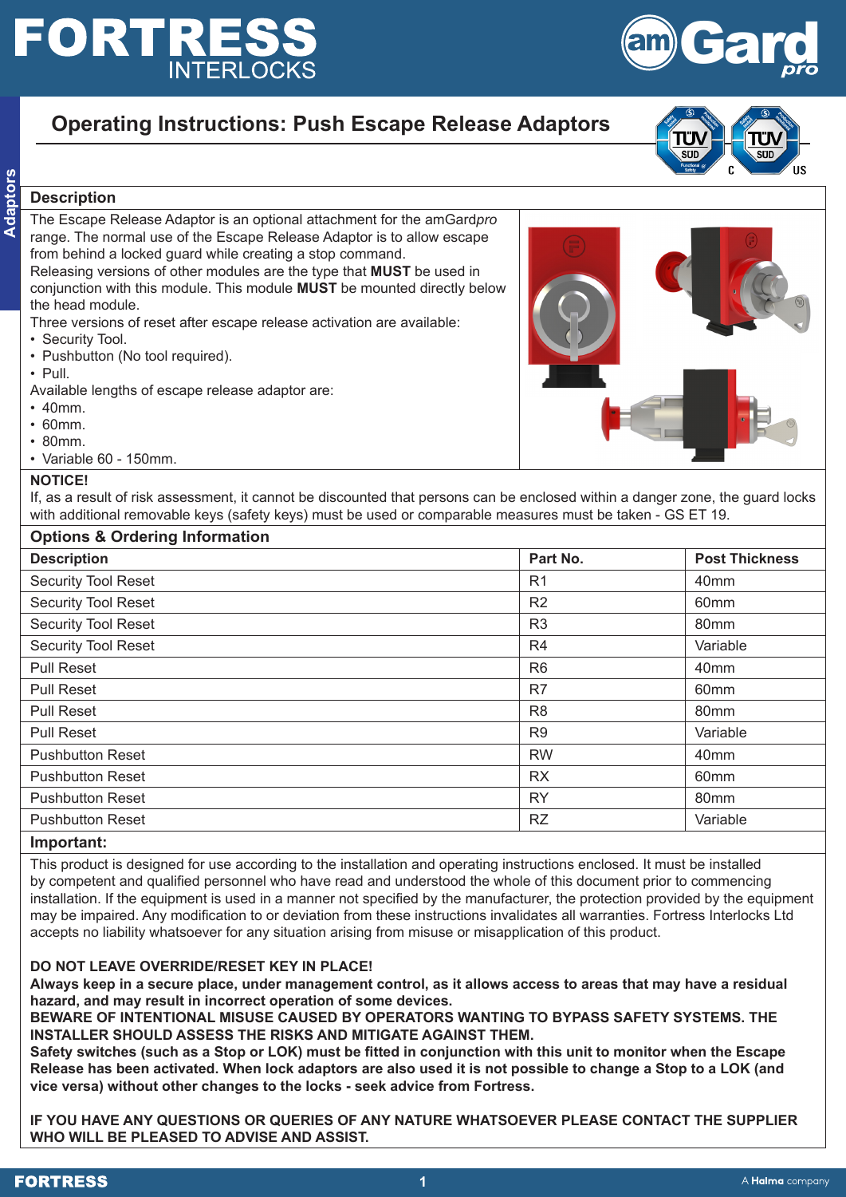# Operating Instructions: Push Escape Release Adaptors

## Description

The Escape Release Adaptor is an optional attachment for the amGard*pro* range. The normal use of the Escape Release Adaptor is to allow escape from behind a locked guard while creating a stop command.
Releasing versions of other modules are the type that **MUST** be used in conjunction with this module. This module **MUST** be mounted directly below the head module.
Three versions of reset after escape release activation are available:

- Security Tool.
- Pushbutton (No tool required).
- Pull.

Available lengths of escape release adaptor are:

- 40mm.
- 60mm.
- 80mm.
- Variable 60 - 150mm.

**NOTICE!**
If, as a result of risk assessment, it cannot be discounted that persons can be enclosed within a danger zone, the guard locks with additional removable keys (safety keys) must be used or comparable measures must be taken - GS ET 19.

## Options & Ordering Information

| Description | Part No. | Post Thickness |
|---|---|---|
| Security Tool Reset | R1 | 40mm |
| Security Tool Reset | R2 | 60mm |
| Security Tool Reset | R3 | 80mm |
| Security Tool Reset | R4 | Variable |
| Pull Reset | R6 | 40mm |
| Pull Reset | R7 | 60mm |
| Pull Reset | R8 | 80mm |
| Pull Reset | R9 | Variable |
| Pushbutton Reset | RW | 40mm |
| Pushbutton Reset | RX | 60mm |
| Pushbutton Reset | RY | 80mm |
| Pushbutton Reset | RZ | Variable |

## Important:

This product is designed for use according to the installation and operating instructions enclosed. It must be installed by competent and qualified personnel who have read and understood the whole of this document prior to commencing installation. If the equipment is used in a manner not specified by the manufacturer, the protection provided by the equipment may be impaired. Any modification to or deviation from these instructions invalidates all warranties. Fortress Interlocks Ltd accepts no liability whatsoever for any situation arising from misuse or misapplication of this product.

**DO NOT LEAVE OVERRIDE/RESET KEY IN PLACE!**
**Always keep in a secure place, under management control, as it allows access to areas that may have a residual hazard, and may result in incorrect operation of some devices.**
**BEWARE OF INTENTIONAL MISUSE CAUSED BY OPERATORS WANTING TO BYPASS SAFETY SYSTEMS. THE INSTALLER SHOULD ASSESS THE RISKS AND MITIGATE AGAINST THEM.**
**Safety switches (such as a Stop or LOK) must be fitted in conjunction with this unit to monitor when the Escape Release has been activated. When lock adaptors are also used it is not possible to change a Stop to a LOK (and vice versa) without other changes to the locks - seek advice from Fortress.**

**IF YOU HAVE ANY QUESTIONS OR QUERIES OF ANY NATURE WHATSOEVER PLEASE CONTACT THE SUPPLIER WHO WILL BE PLEASED TO ADVISE AND ASSIST.**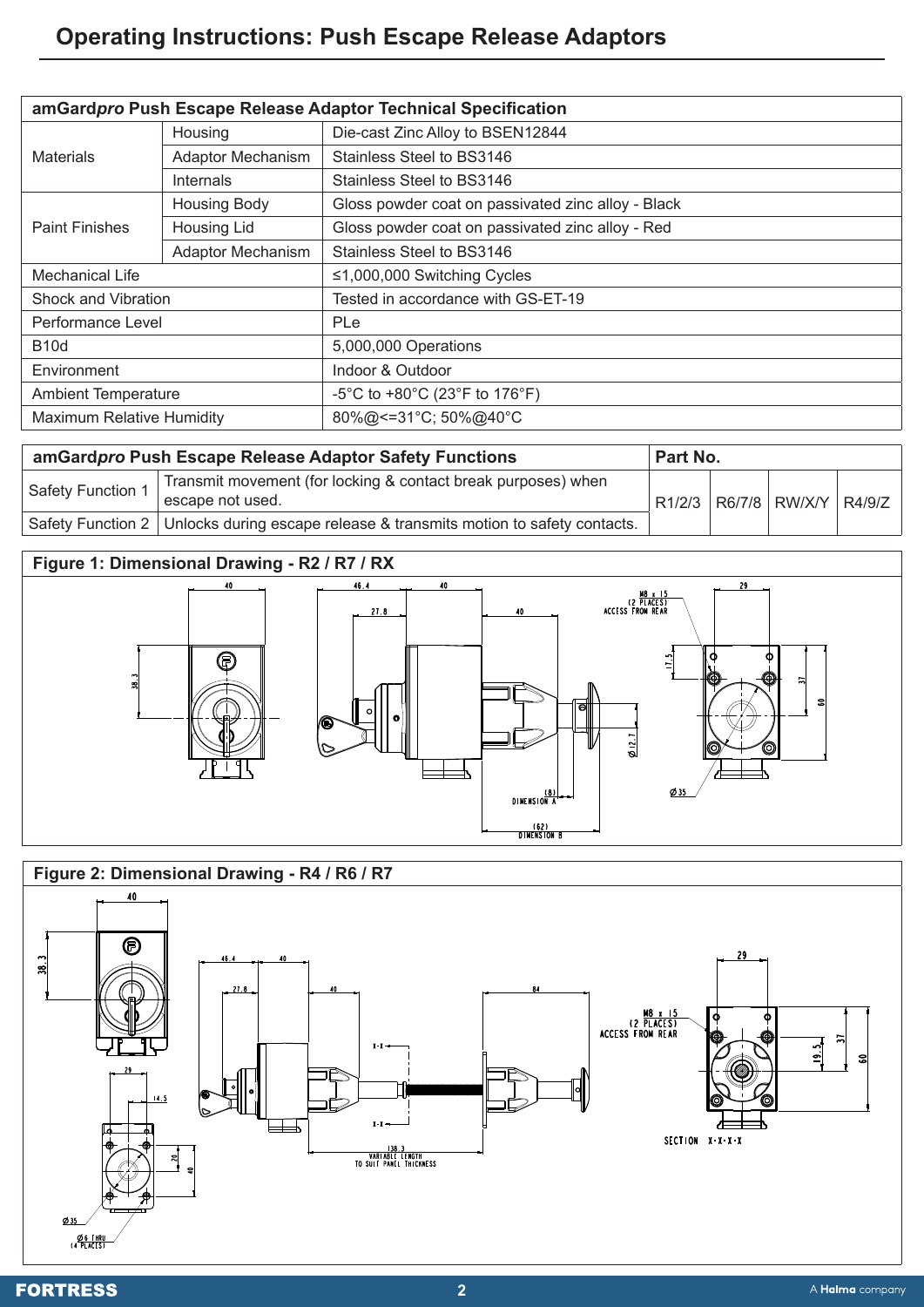# Operating Instructions: Push Escape Release Adaptors

| amGard*pro* Push Escape Release Adaptor Technical Specification | | |
|---|---|---|
| Materials | Housing | Die-cast Zinc Alloy to BSEN12844 |
| | Adaptor Mechanism | Stainless Steel to BS3146 |
| | Internals | Stainless Steel to BS3146 |
| Paint Finishes | Housing Body | Gloss powder coat on passivated zinc alloy - Black |
| | Housing Lid | Gloss powder coat on passivated zinc alloy - Red |
| | Adaptor Mechanism | Stainless Steel to BS3146 |
| Mechanical Life | | ≤1,000,000 Switching Cycles |
| Shock and Vibration | | Tested in accordance with GS-ET-19 |
| Performance Level | | PLe |
| B10d | | 5,000,000 Operations |
| Environment | | Indoor & Outdoor |
| Ambient Temperature | | -5°C to +80°C (23°F to 176°F) |
| Maximum Relative Humidity | | 80%@<=31°C; 50%@40°C |

| amGard*pro* Push Escape Release Adaptor Safety Functions | | Part No. | | | |
|---|---|---|---|---|---|
| Safety Function 1 | Transmit movement (for locking & contact break purposes) when escape not used. | R1/2/3 | R6/7/8 | RW/X/Y | R4/9/Z |
| Safety Function 2 | Unlocks during escape release & transmits motion to safety contacts. | | | | |

**Figure 1: Dimensional Drawing - R2 / R7 / RX**

**Figure 2: Dimensional Drawing - R4 / R6 / R7**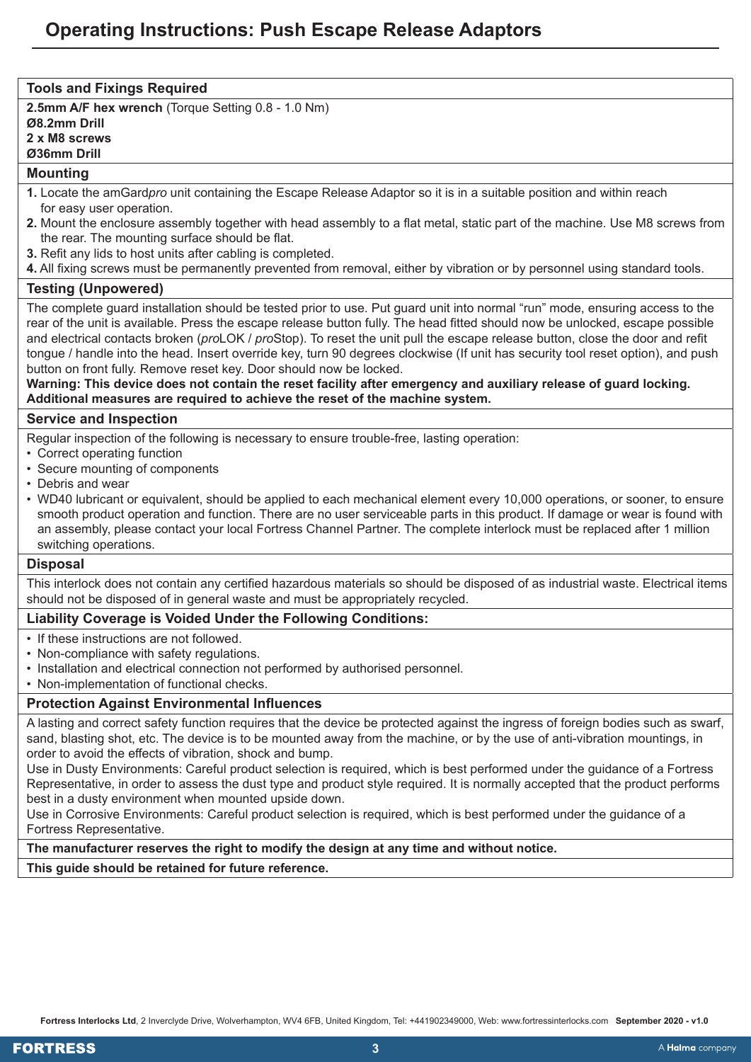# Operating Instructions: Push Escape Release Adaptors

## Tools and Fixings Required

**2.5mm A/F hex wrench** (Torque Setting 0.8 - 1.0 Nm)
**Ø8.2mm Drill**
**2 x M8 screws**
**Ø36mm Drill**

## Mounting

1. Locate the amGard*pro* unit containing the Escape Release Adaptor so it is in a suitable position and within reach for easy user operation.
2. Mount the enclosure assembly together with head assembly to a flat metal, static part of the machine. Use M8 screws from the rear. The mounting surface should be flat.
3. Refit any lids to host units after cabling is completed.
4. All fixing screws must be permanently prevented from removal, either by vibration or by personnel using standard tools.

## Testing (Unpowered)

The complete guard installation should be tested prior to use. Put guard unit into normal "run" mode, ensuring access to the rear of the unit is available. Press the escape release button fully. The head fitted should now be unlocked, escape possible and electrical contacts broken (*pro*LOK / *pro*Stop). To reset the unit pull the escape release button, close the door and refit tongue / handle into the head. Insert override key, turn 90 degrees clockwise (If unit has security tool reset option), and push button on front fully. Remove reset key. Door should now be locked.

**Warning: This device does not contain the reset facility after emergency and auxiliary release of guard locking. Additional measures are required to achieve the reset of the machine system.**

## Service and Inspection

Regular inspection of the following is necessary to ensure trouble-free, lasting operation:

- Correct operating function
- Secure mounting of components
- Debris and wear
- WD40 lubricant or equivalent, should be applied to each mechanical element every 10,000 operations, or sooner, to ensure smooth product operation and function. There are no user serviceable parts in this product. If damage or wear is found with an assembly, please contact your local Fortress Channel Partner. The complete interlock must be replaced after 1 million switching operations.

## Disposal

This interlock does not contain any certified hazardous materials so should be disposed of as industrial waste. Electrical items should not be disposed of in general waste and must be appropriately recycled.

## Liability Coverage is Voided Under the Following Conditions:

- If these instructions are not followed.
- Non-compliance with safety regulations.
- Installation and electrical connection not performed by authorised personnel.
- Non-implementation of functional checks.

## Protection Against Environmental Influences

A lasting and correct safety function requires that the device be protected against the ingress of foreign bodies such as swarf, sand, blasting shot, etc. The device is to be mounted away from the machine, or by the use of anti-vibration mountings, in order to avoid the effects of vibration, shock and bump.

Use in Dusty Environments: Careful product selection is required, which is best performed under the guidance of a Fortress Representative, in order to assess the dust type and product style required. It is normally accepted that the product performs best in a dusty environment when mounted upside down.

Use in Corrosive Environments: Careful product selection is required, which is best performed under the guidance of a Fortress Representative.

**The manufacturer reserves the right to modify the design at any time and without notice.**

**This guide should be retained for future reference.**

**Fortress Interlocks Ltd**, 2 Inverclyde Drive, Wolverhampton, WV4 6FB, United Kingdom, Tel: +441902349000, Web: www.fortressinterlocks.com **September 2020 - v1.0**